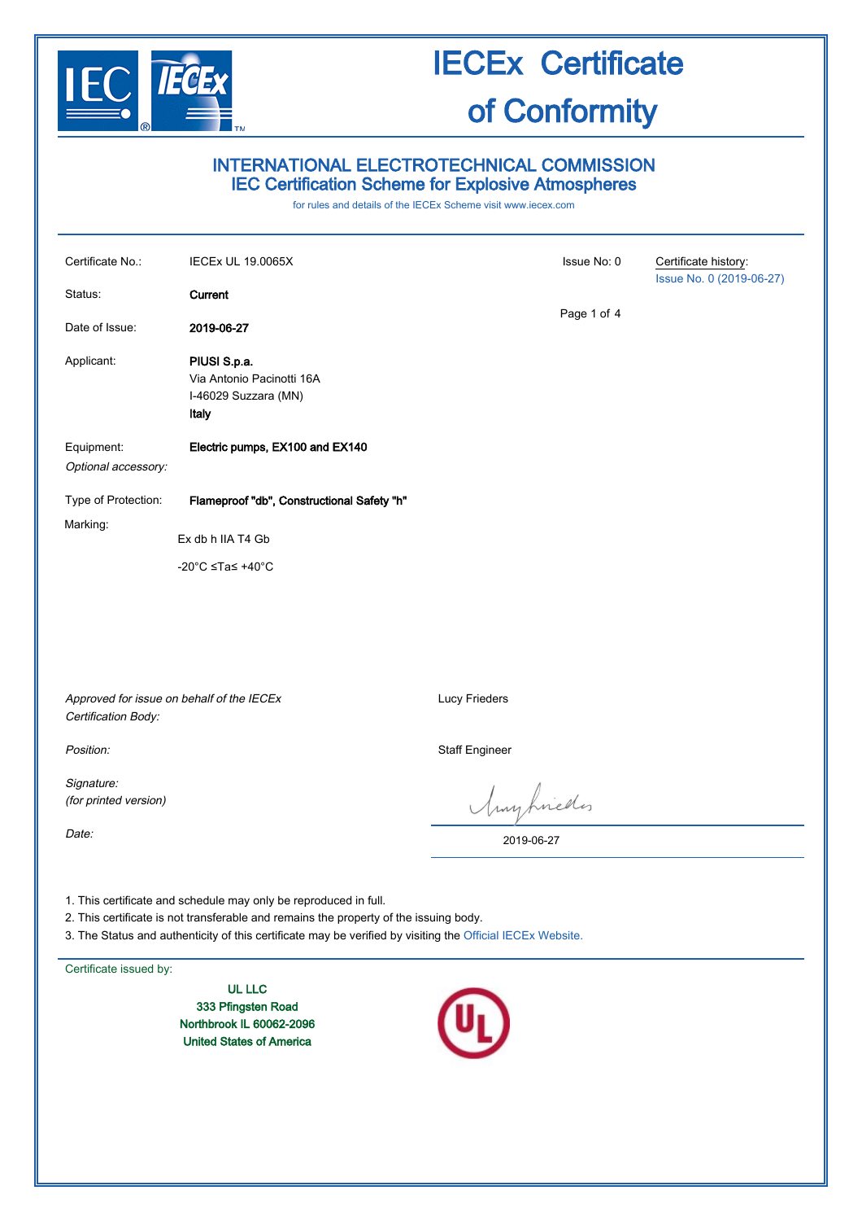# IECEx Certificate of Conformity

## INTERNATIONAL ELECTROTECHNICAL COMMISSION
## IEC Certification Scheme for Explosive Atmospheres

for rules and details of the IECEx Scheme visit www.iecex.com

| | | | |
|---|---|---|---|
| Certificate No.: | IECEx UL 19.0065X | Issue No: 0 | Certificate history: Issue No. 0 (2019-06-27) |
| Status: | **Current** | | |
| Date of Issue: | **2019-06-27** | | |
| Applicant: | **PIUSI S.p.a.**<br>Via Antonio Pacinotti 16A<br>I-46029 Suzzara (MN)<br>**Italy** | | |
| Equipment:<br>*Optional accessory:* | **Electric pumps, EX100 and EX140** | | |
| Type of Protection: | **Flameproof "db", Constructional Safety "h"** | | |
| Marking: | Ex db h IIA T4 Gb<br><br>-20°C ≤Ta≤ +40°C | | |

| | |
|---|---|
| *Approved for issue on behalf of the IECEx Certification Body:* | Lucy Frieders |
| *Position:* | Staff Engineer |
| *Signature:*<br>*(for printed version)* | |
| *Date:* | 2019-06-27 |

1. This certificate and schedule may only be reproduced in full.
2. This certificate is not transferable and remains the property of the issuing body.
3. The Status and authenticity of this certificate may be verified by visiting the Official IECEx Website.

Certificate issued by:

**UL LLC**
**333 Pfingsten Road**
**Northbrook IL 60062-2096**
**United States of America**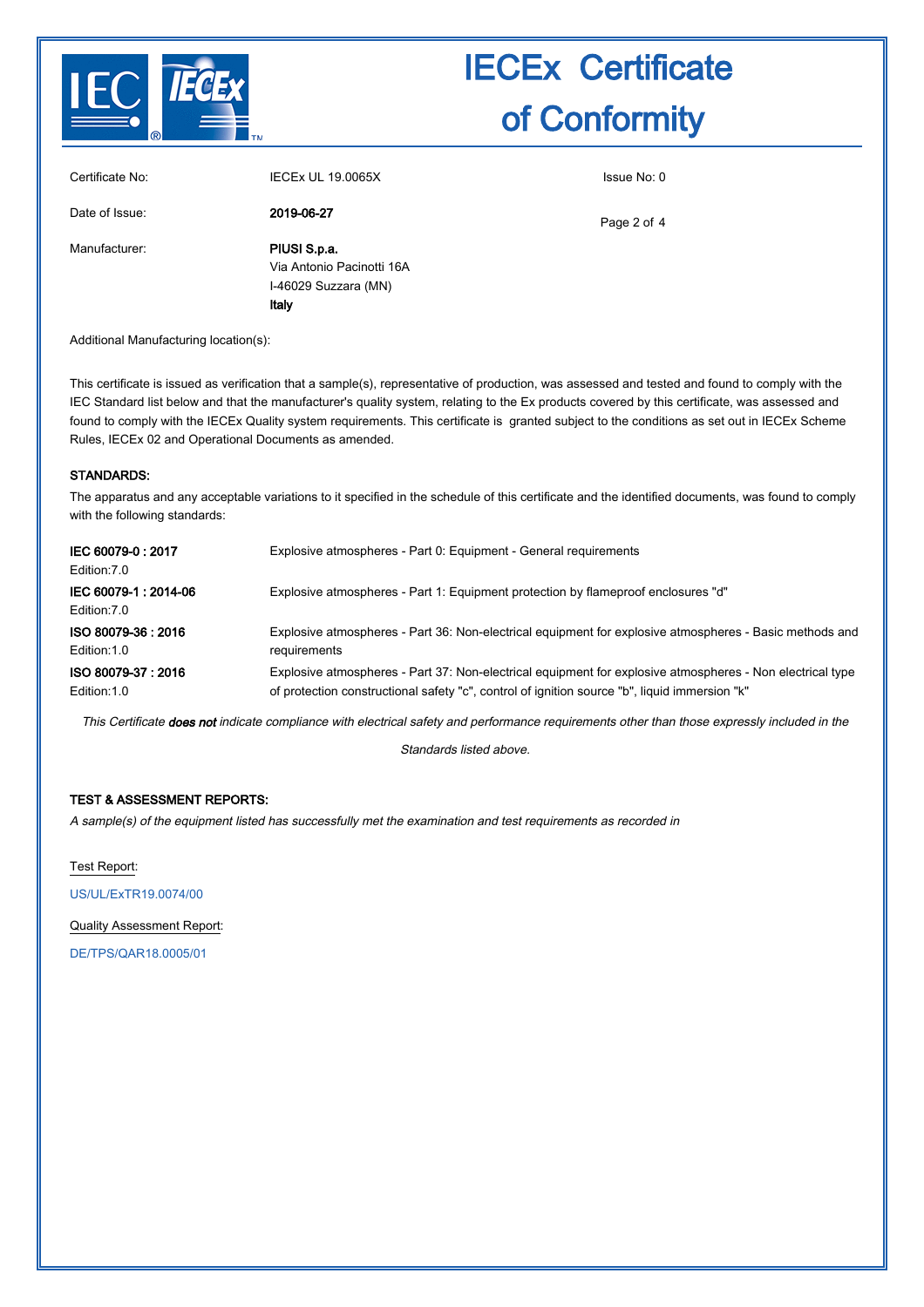# IECEx Certificate of Conformity

| | | |
|---|---|---|
| Certificate No: | IECEx UL 19.0065X | Issue No: 0 |
| Date of Issue: | **2019-06-27** | |
| Manufacturer: | **PIUSI S.p.a.**<br>Via Antonio Pacinotti 16A<br>I-46029 Suzzara (MN)<br>**Italy** | |

Additional Manufacturing location(s):

This certificate is issued as verification that a sample(s), representative of production, was assessed and tested and found to comply with the IEC Standard list below and that the manufacturer's quality system, relating to the Ex products covered by this certificate, was assessed and found to comply with the IECEx Quality system requirements. This certificate is granted subject to the conditions as set out in IECEx Scheme Rules, IECEx 02 and Operational Documents as amended.

**STANDARDS:**

The apparatus and any acceptable variations to it specified in the schedule of this certificate and the identified documents, was found to comply with the following standards:

| | |
|---|---|
| **IEC 60079-0 : 2017**<br>Edition:7.0 | Explosive atmospheres - Part 0: Equipment - General requirements |
| **IEC 60079-1 : 2014-06**<br>Edition:7.0 | Explosive atmospheres - Part 1: Equipment protection by flameproof enclosures "d" |
| **ISO 80079-36 : 2016**<br>Edition:1.0 | Explosive atmospheres - Part 36: Non-electrical equipment for explosive atmospheres - Basic methods and requirements |
| **ISO 80079-37 : 2016**<br>Edition:1.0 | Explosive atmospheres - Part 37: Non-electrical equipment for explosive atmospheres - Non electrical type of protection constructional safety "c", control of ignition source "b", liquid immersion "k" |

*This Certificate **does not** indicate compliance with electrical safety and performance requirements other than those expressly included in the Standards listed above.*

**TEST & ASSESSMENT REPORTS:**

*A sample(s) of the equipment listed has successfully met the examination and test requirements as recorded in*

Test Report:

US/UL/ExTR19.0074/00

Quality Assessment Report:

DE/TPS/QAR18.0005/01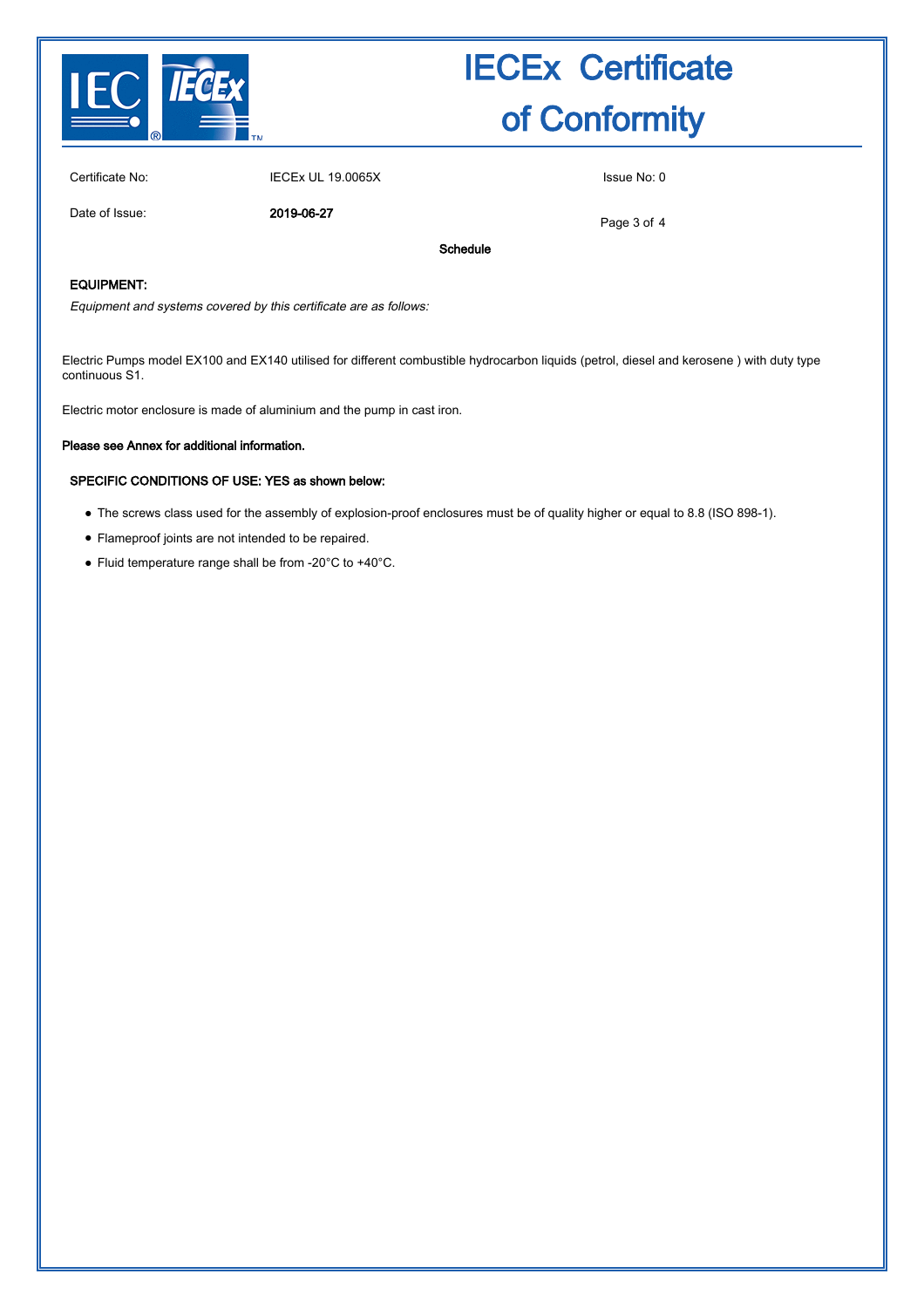# IECEx Certificate of Conformity

Certificate No: IECEx UL 19.0065X

Issue No: 0

Date of Issue: **2019-06-27**

**Schedule**

## EQUIPMENT:

*Equipment and systems covered by this certificate are as follows:*

Electric Pumps model EX100 and EX140 utilised for different combustible hydrocarbon liquids (petrol, diesel and kerosene ) with duty type continuous S1.

Electric motor enclosure is made of aluminium and the pump in cast iron.

**Please see Annex for additional information.**

## SPECIFIC CONDITIONS OF USE: YES as shown below:

- The screws class used for the assembly of explosion-proof enclosures must be of quality higher or equal to 8.8 (ISO 898-1).
- Flameproof joints are not intended to be repaired.
- Fluid temperature range shall be from -20°C to +40°C.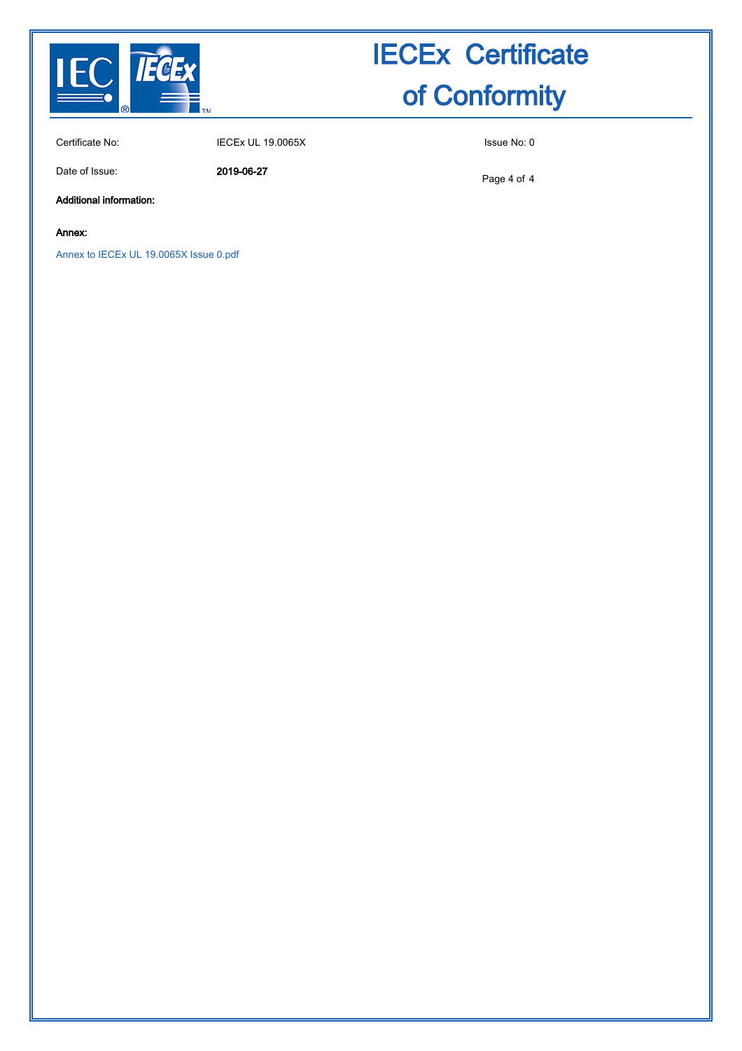# IECEx Certificate of Conformity

| | | |
|---|---|---|
| Certificate No: | IECEx UL 19.0065X | Issue No: 0 |
| Date of Issue: | **2019-06-27** | |

**Additional information:**

**Annex:**

Annex to IECEx UL 19.0065X Issue 0.pdf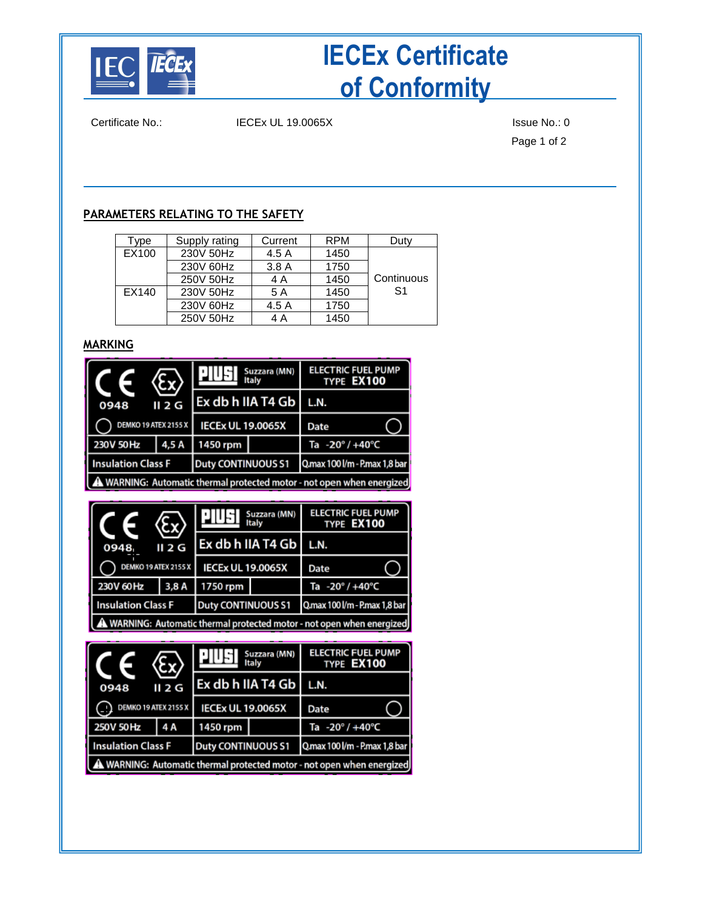# IECEx Certificate of Conformity

Certificate No.: IECEx UL 19.0065X

Issue No.: 0

## PARAMETERS RELATING TO THE SAFETY

| Type | Supply rating | Current | RPM | Duty |
|---|---|---|---|---|
| EX100 | 230V 50Hz | 4.5 A | 1450 | Continuous S1 |
| | 230V 60Hz | 3.8 A | 1750 | |
| | 250V 50Hz | 4 A | 1450 | |
| EX140 | 230V 50Hz | 5 A | 1450 | |
| | 230V 60Hz | 4.5 A | 1750 | |
| | 250V 50Hz | 4 A | 1450 | |

## MARKING

| CE 0948 / Ex II 2 G | PIUSI Suzzara (MN) Italy | ELECTRIC FUEL PUMP TYPE EX100 |
|---|---|---|
| | Ex db h IIA T4 Gb | L.N. |
| DEMKO 19 ATEX 2155 X | IECEx UL 19.0065X | Date |
| 230V 50Hz / 4,5 A | 1450 rpm | Ta -20° / +40°C |
| Insulation Class F | Duty CONTINUOUS S1 | Qmax 100 l/m - Pmax 1,8 bar |

WARNING: Automatic thermal protected motor - not open when energized

| CE 0948 / Ex II 2 G | PIUSI Suzzara (MN) Italy | ELECTRIC FUEL PUMP TYPE EX100 |
|---|---|---|
| | Ex db h IIA T4 Gb | L.N. |
| DEMKO 19 ATEX 2155 X | IECEx UL 19.0065X | Date |
| 230V 60Hz / 3,8 A | 1750 rpm | Ta -20° / +40°C |
| Insulation Class F | Duty CONTINUOUS S1 | Qmax 100 l/m - Pmax 1,8 bar |

WARNING: Automatic thermal protected motor - not open when energized

| CE 0948 / Ex II 2 G | PIUSI Suzzara (MN) Italy | ELECTRIC FUEL PUMP TYPE EX100 |
|---|---|---|
| | Ex db h IIA T4 Gb | L.N. |
| DEMKO 19 ATEX 2155 X | IECEx UL 19.0065X | Date |
| 250V 50Hz / 4 A | 1450 rpm | Ta -20° / +40°C |
| Insulation Class F | Duty CONTINUOUS S1 | Qmax 100 l/m - Pmax 1,8 bar |

WARNING: Automatic thermal protected motor - not open when energized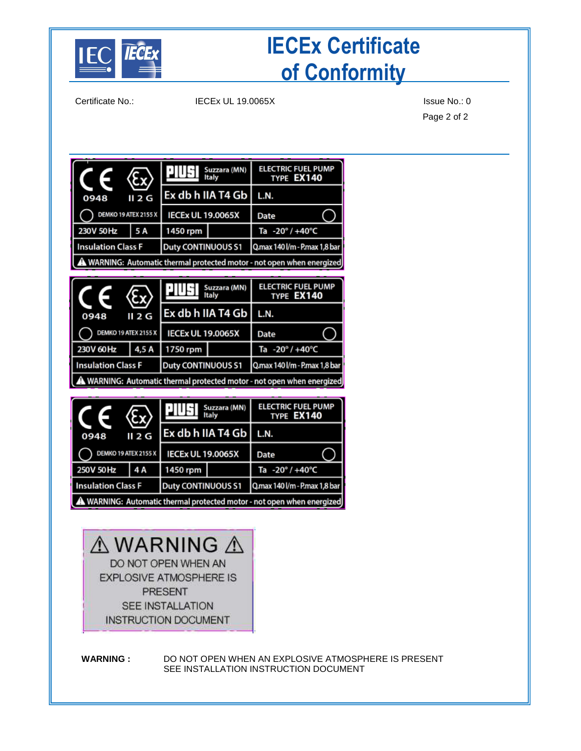# IECEx Certificate of Conformity

Certificate No.: IECEx UL 19.0065X

Issue No.: 0

| | | |
|---|---|---|
| CE 0948 / Ex II 2 G | PIUSI Suzzara (MN) Italy | ELECTRIC FUEL PUMP TYPE EX140 |
| | Ex db h IIA T4 Gb | L.N. |
| DEMKO 19 ATEX 2155 X | IECEx UL 19.0065X | Date |
| 230V 50Hz / 5 A | 1450 rpm | Ta -20° / +40°C |
| Insulation Class F | Duty CONTINUOUS S1 | Qmax 140 l/m - Pmax 1,8 bar |
| WARNING: Automatic thermal protected motor - not open when energized | | |

| | | |
|---|---|---|
| CE 0948 / Ex II 2 G | PIUSI Suzzara (MN) Italy | ELECTRIC FUEL PUMP TYPE EX140 |
| | Ex db h IIA T4 Gb | L.N. |
| DEMKO 19 ATEX 2155 X | IECEx UL 19.0065X | Date |
| 230V 60Hz / 4,5 A | 1750 rpm | Ta -20° / +40°C |
| Insulation Class F | Duty CONTINUOUS S1 | Qmax 140 l/m - Pmax 1,8 bar |
| WARNING: Automatic thermal protected motor - not open when energized | | |

| | | |
|---|---|---|
| CE 0948 / Ex II 2 G | PIUSI Suzzara (MN) Italy | ELECTRIC FUEL PUMP TYPE EX140 |
| | Ex db h IIA T4 Gb | L.N. |
| DEMKO 19 ATEX 2155 X | IECEx UL 19.0065X | Date |
| 250V 50Hz / 4 A | 1450 rpm | Ta -20° / +40°C |
| Insulation Class F | Duty CONTINUOUS S1 | Qmax 140 l/m - Pmax 1,8 bar |
| WARNING: Automatic thermal protected motor - not open when energized | | |

⚠ WARNING ⚠

DO NOT OPEN WHEN AN EXPLOSIVE ATMOSPHERE IS PRESENT

SEE INSTALLATION INSTRUCTION DOCUMENT

**WARNING :** DO NOT OPEN WHEN AN EXPLOSIVE ATMOSPHERE IS PRESENT
SEE INSTALLATION INSTRUCTION DOCUMENT